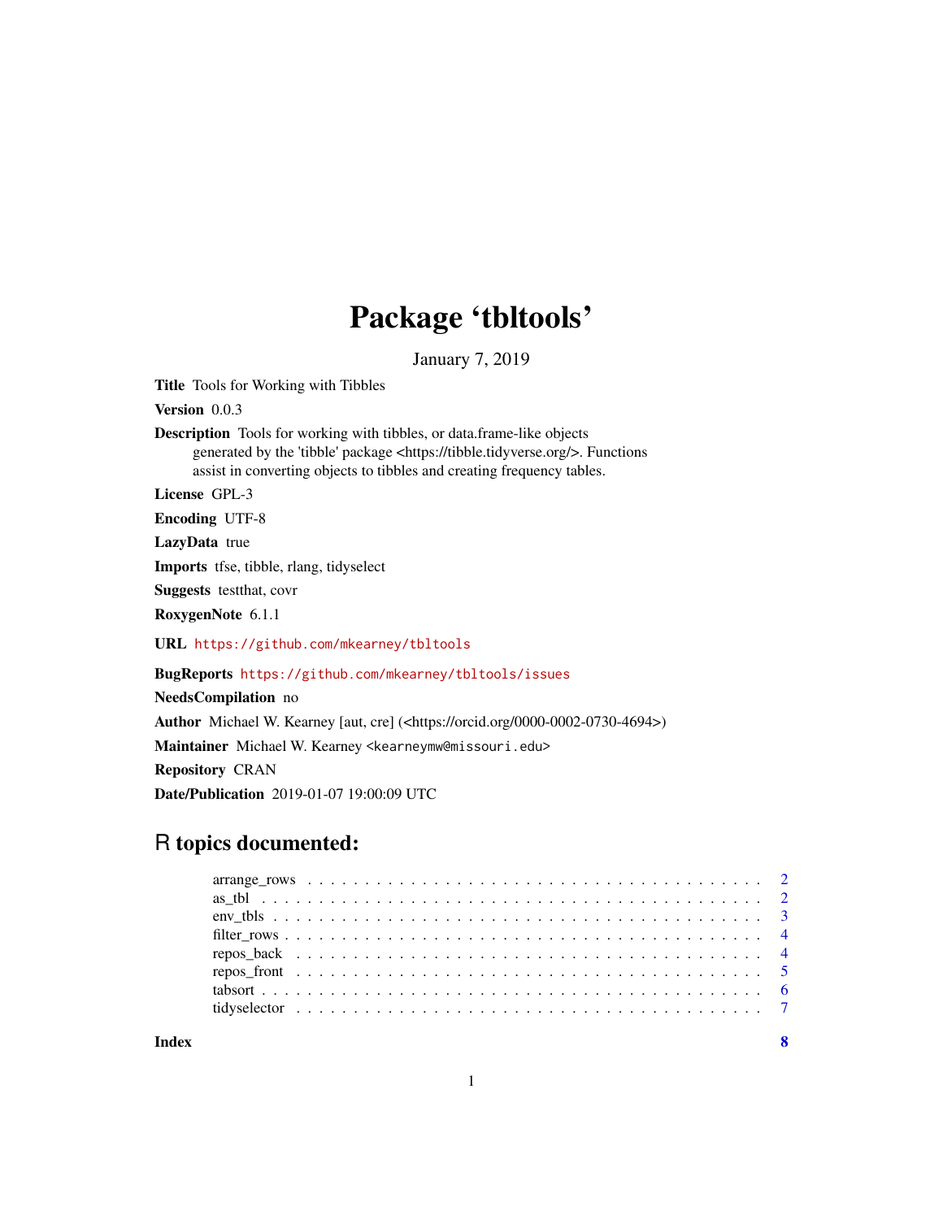# Package 'tbltools'

January 7, 2019

**Title** Tools for Working with Tibbles

**Version** 0.0.3

**Description** Tools for working with tibbles, or data.frame-like objects generated by the 'tibble' package <https://tibble.tidyverse.org/>. Functions assist in converting objects to tibbles and creating frequency tables.

**License** GPL-3

**Encoding** UTF-8

**LazyData** true

**Imports** tfse, tibble, rlang, tidyselect

**Suggests** testthat, covr

**RoxygenNote** 6.1.1

**URL** https://github.com/mkearney/tbltools

**BugReports** https://github.com/mkearney/tbltools/issues

**NeedsCompilation** no

**Author** Michael W. Kearney [aut, cre] (<https://orcid.org/0000-0002-0730-4694>)

**Maintainer** Michael W. Kearney <kearneymw@missouri.edu>

**Repository** CRAN

**Date/Publication** 2019-01-07 19:00:09 UTC

## R topics documented:

| | |
|---|---|
| arrange_rows | 2 |
| as_tbl | 2 |
| env_tbls | 3 |
| filter_rows | 4 |
| repos_back | 4 |
| repos_front | 5 |
| tabsort | 6 |
| tidyselector | 7 |
| **Index** | **8** |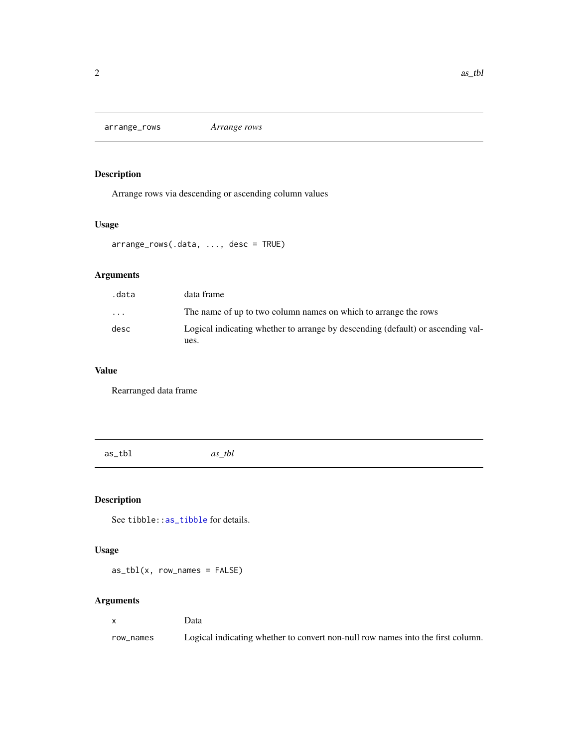## arrange_rows *Arrange rows*

### Description

Arrange rows via descending or ascending column values

### Usage

```
arrange_rows(.data, ..., desc = TRUE)
```

### Arguments

| | |
|---|---|
| `.data` | data frame |
| `...` | The name of up to two column names on which to arrange the rows |
| `desc` | Logical indicating whether to arrange by descending (default) or ascending values. |

### Value

Rearranged data frame

## as_tbl *as_tbl*

### Description

See `tibble::as_tibble` for details.

### Usage

```
as_tbl(x, row_names = FALSE)
```

### Arguments

| | |
|---|---|
| `x` | Data |
| `row_names` | Logical indicating whether to convert non-null row names into the first column. |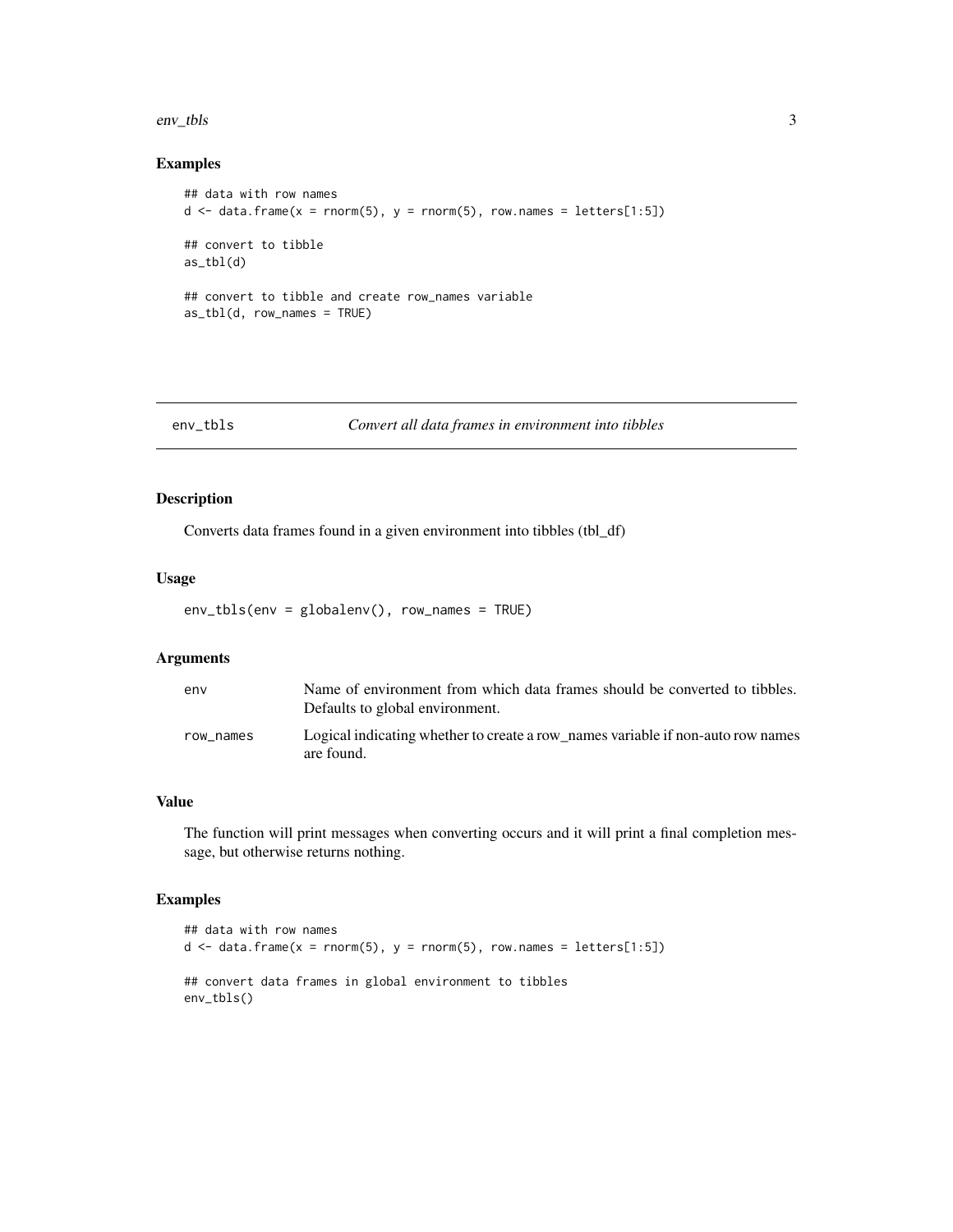## Examples

```
## data with row names
d <- data.frame(x = rnorm(5), y = rnorm(5), row.names = letters[1:5])

## convert to tibble
as_tbl(d)

## convert to tibble and create row_names variable
as_tbl(d, row_names = TRUE)
```

---

# env_tbls — *Convert all data frames in environment into tibbles*

---

## Description

Converts data frames found in a given environment into tibbles (tbl_df)

## Usage

```
env_tbls(env = globalenv(), row_names = TRUE)
```

## Arguments

| | |
|---|---|
| env | Name of environment from which data frames should be converted to tibbles. Defaults to global environment. |
| row_names | Logical indicating whether to create a row_names variable if non-auto row names are found. |

## Value

The function will print messages when converting occurs and it will print a final completion message, but otherwise returns nothing.

## Examples

```
## data with row names
d <- data.frame(x = rnorm(5), y = rnorm(5), row.names = letters[1:5])

## convert data frames in global environment to tibbles
env_tbls()
```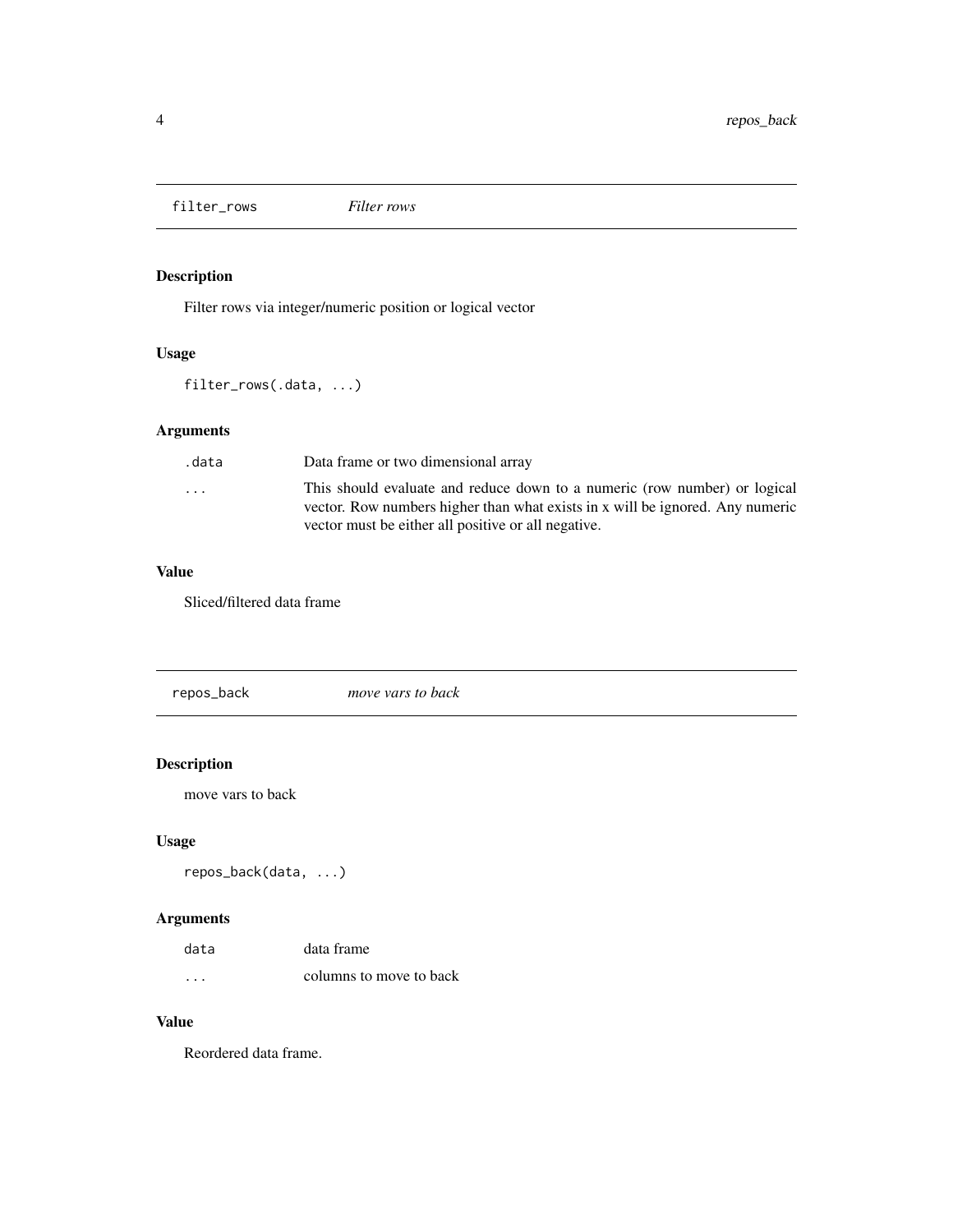## filter_rows *Filter rows*

### Description

Filter rows via integer/numeric position or logical vector

### Usage

```
filter_rows(.data, ...)
```

### Arguments

| | |
|---|---|
| `.data` | Data frame or two dimensional array |
| `...` | This should evaluate and reduce down to a numeric (row number) or logical vector. Row numbers higher than what exists in x will be ignored. Any numeric vector must be either all positive or all negative. |

### Value

Sliced/filtered data frame

## repos_back *move vars to back*

### Description

move vars to back

### Usage

```
repos_back(data, ...)
```

### Arguments

| | |
|---|---|
| `data` | data frame |
| `...` | columns to move to back |

### Value

Reordered data frame.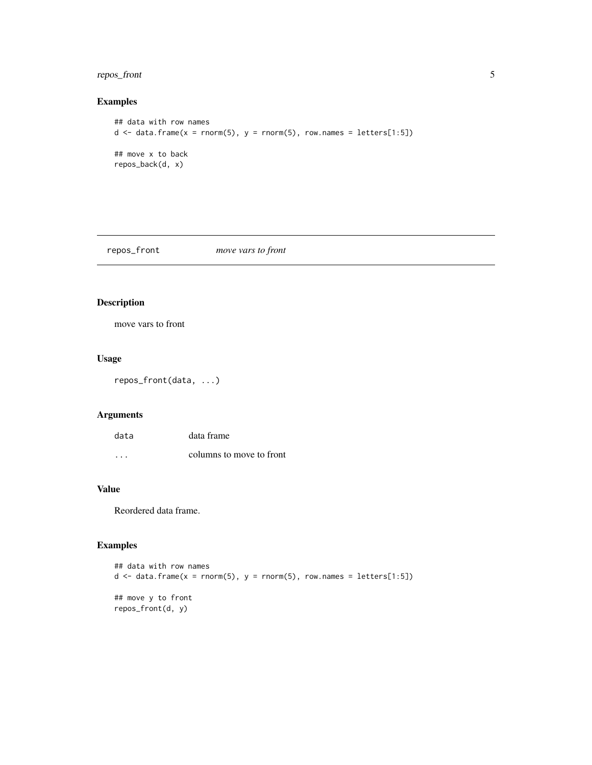### Examples

```
## data with row names
d <- data.frame(x = rnorm(5), y = rnorm(5), row.names = letters[1:5])

## move x to back
repos_back(d, x)
```

---

## repos_front *move vars to front*

---

### Description

move vars to front

### Usage

```
repos_front(data, ...)
```

### Arguments

| | |
|---|---|
| data | data frame |
| ... | columns to move to front |

### Value

Reordered data frame.

### Examples

```
## data with row names
d <- data.frame(x = rnorm(5), y = rnorm(5), row.names = letters[1:5])

## move y to front
repos_front(d, y)
```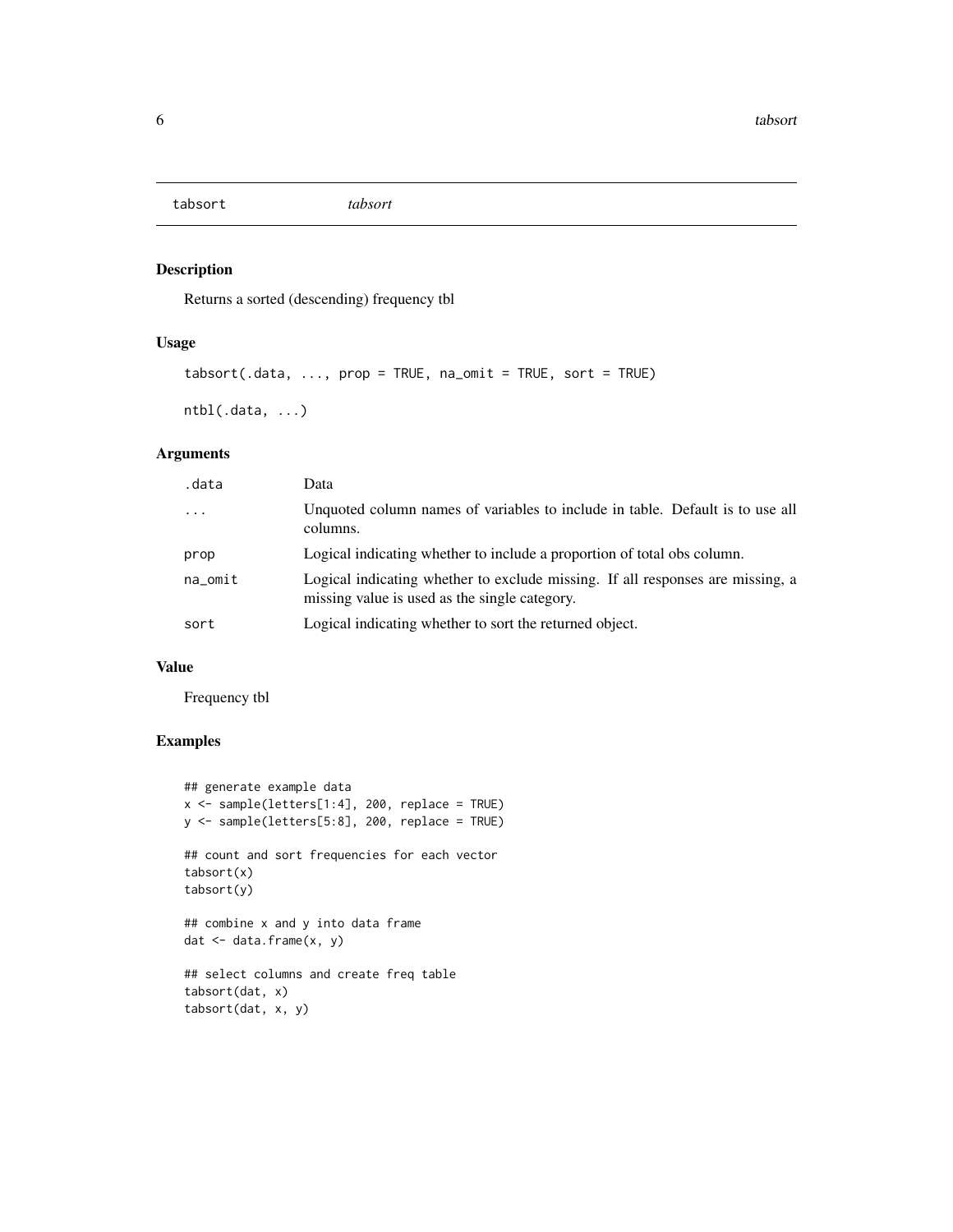# tabsort — *tabsort*

## Description

Returns a sorted (descending) frequency tbl

## Usage

```
tabsort(.data, ..., prop = TRUE, na_omit = TRUE, sort = TRUE)

ntbl(.data, ...)
```

## Arguments

| | |
|---|---|
| `.data` | Data |
| `...` | Unquoted column names of variables to include in table. Default is to use all columns. |
| `prop` | Logical indicating whether to include a proportion of total obs column. |
| `na_omit` | Logical indicating whether to exclude missing. If all responses are missing, a missing value is used as the single category. |
| `sort` | Logical indicating whether to sort the returned object. |

## Value

Frequency tbl

## Examples

```
## generate example data
x <- sample(letters[1:4], 200, replace = TRUE)
y <- sample(letters[5:8], 200, replace = TRUE)

## count and sort frequencies for each vector
tabsort(x)
tabsort(y)

## combine x and y into data frame
dat <- data.frame(x, y)

## select columns and create freq table
tabsort(dat, x)
tabsort(dat, x, y)
```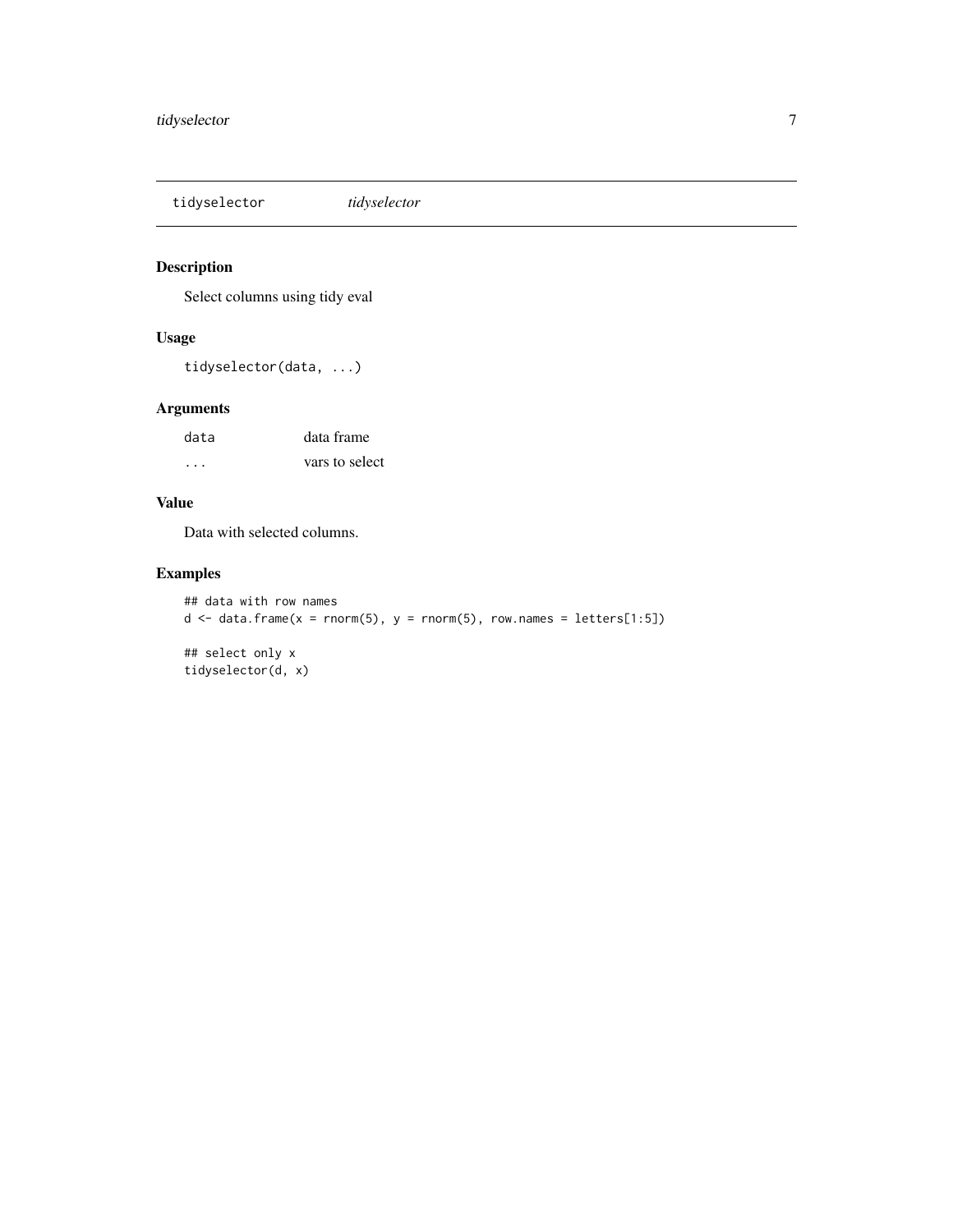# tidyselector *tidyselector*

## Description

Select columns using tidy eval

## Usage

```
tidyselector(data, ...)
```

## Arguments

| | |
|---|---|
| data | data frame |
| ... | vars to select |

## Value

Data with selected columns.

## Examples

```
## data with row names
d <- data.frame(x = rnorm(5), y = rnorm(5), row.names = letters[1:5])

## select only x
tidyselector(d, x)
```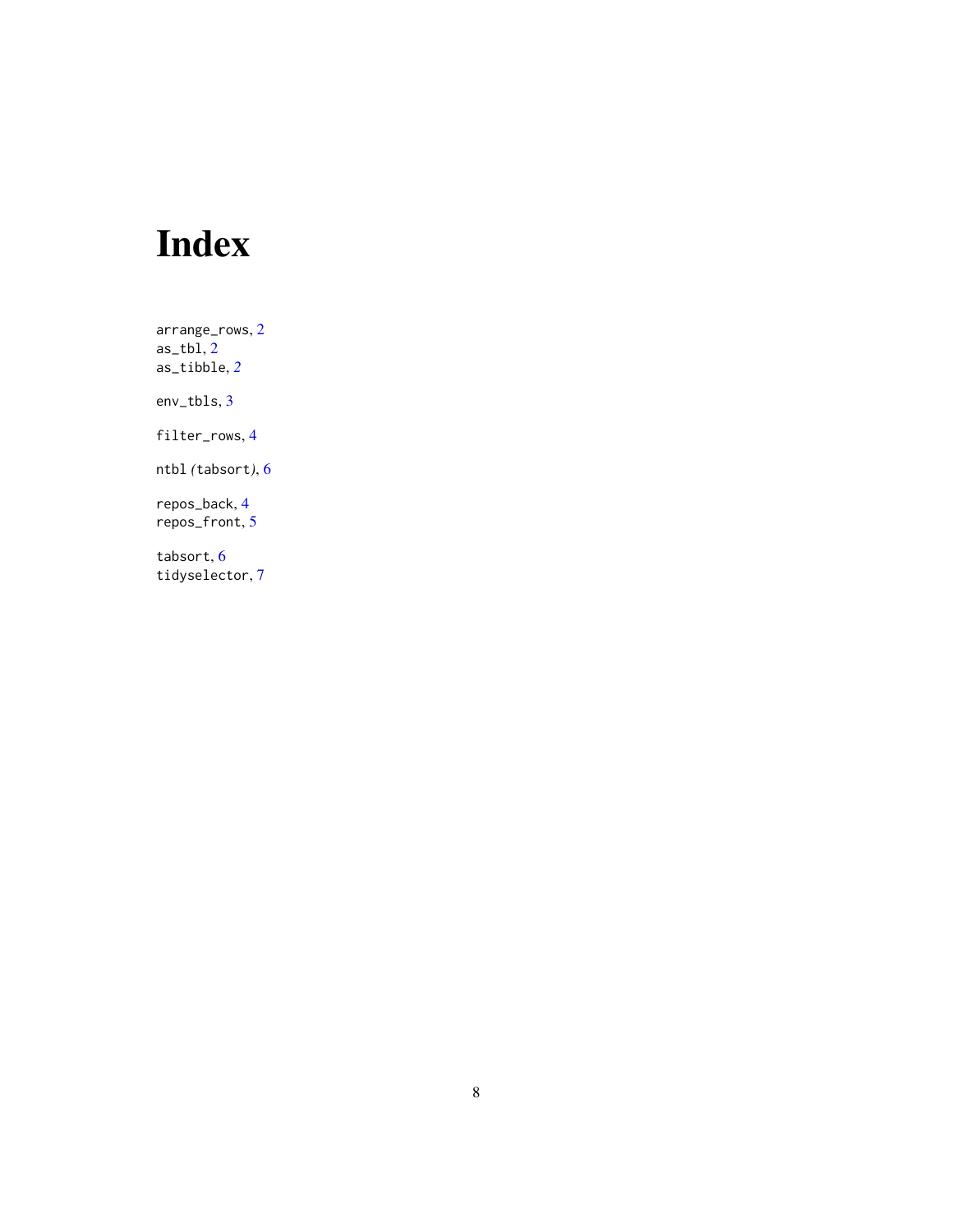# Index

arrange_rows, 2
as_tbl, 2
as_tibble, *2*

env_tbls, 3

filter_rows, 4

ntbl *(*tabsort*)*, 6

repos_back, 4
repos_front, 5

tabsort, 6
tidyselector, 7